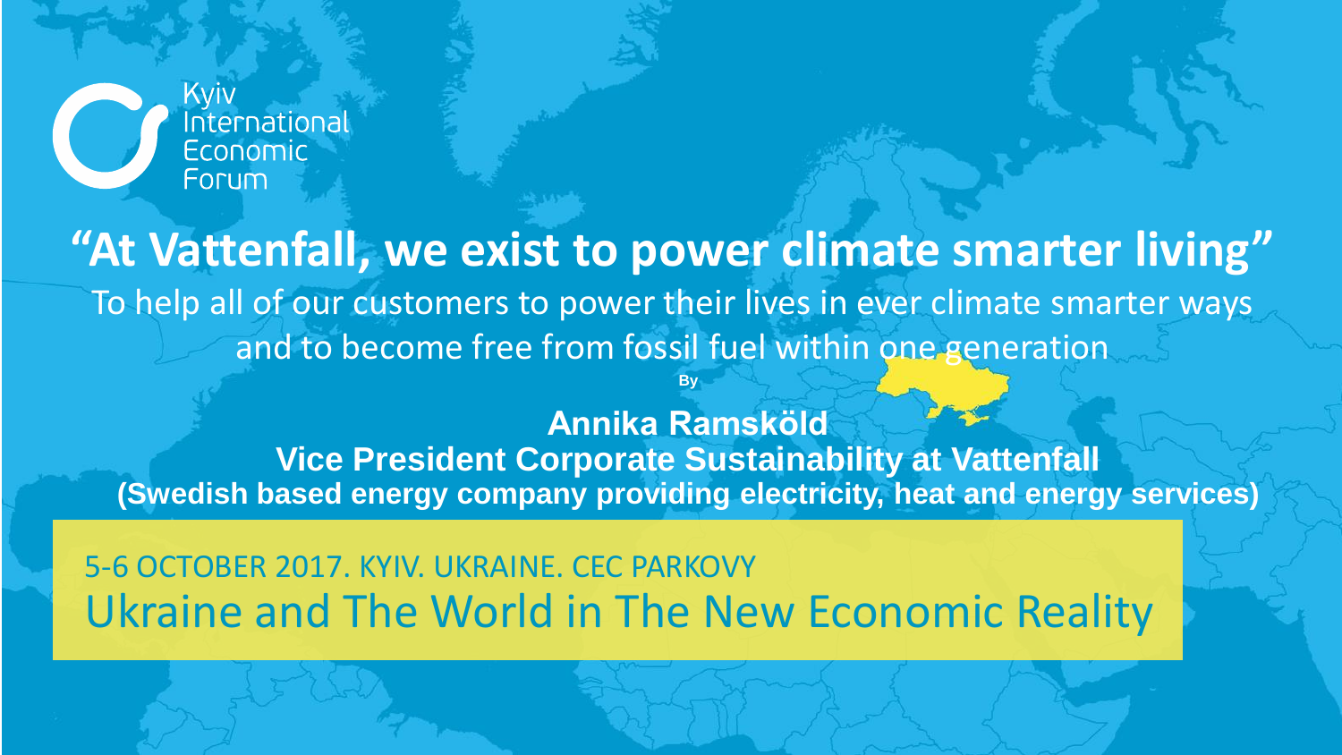Kyiv International Economic Forum

# "At Vattenfall, we exist to power climate smarter living"

To help all of our customers to power their lives in ever climate smarter ways and to become free from fossil fuel within one generation

By

**Annika Ramsköld**

**Vice President Corporate Sustainability at Vattenfall**

**(Swedish based energy company providing electricity, heat and energy services)**

5-6 OCTOBER 2017. KYIV. UKRAINE. CEC PARKOVY

Ukraine and The World in The New Economic Reality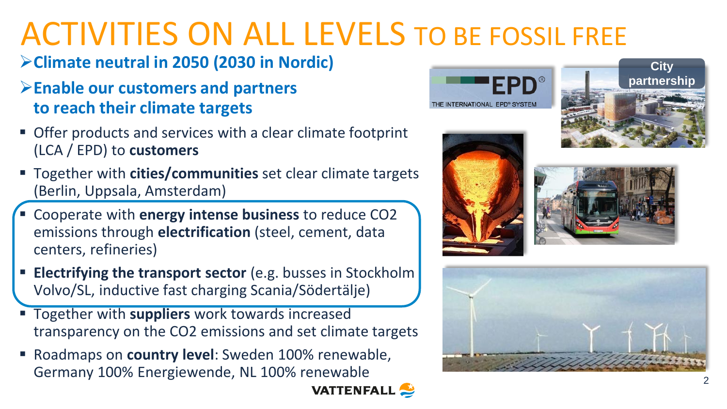# ACTIVITIES ON ALL LEVELS TO BE FOSSIL FREE

- **Climate neutral in 2050 (2030 in Nordic)**
- **Enable our customers and partners to reach their climate targets**

- Offer products and services with a clear climate footprint (LCA / EPD) to **customers**
- Together with **cities/communities** set clear climate targets (Berlin, Uppsala, Amsterdam)
- Cooperate with **energy intense business** to reduce CO2 emissions through **electrification** (steel, cement, data centers, refineries)
- **Electrifying the transport sector** (e.g. busses in Stockholm Volvo/SL, inductive fast charging Scania/Södertälje)
- Together with **suppliers** work towards increased transparency on the CO2 emissions and set climate targets
- Roadmaps on **country level**: Sweden 100% renewable, Germany 100% Energiewende, NL 100% renewable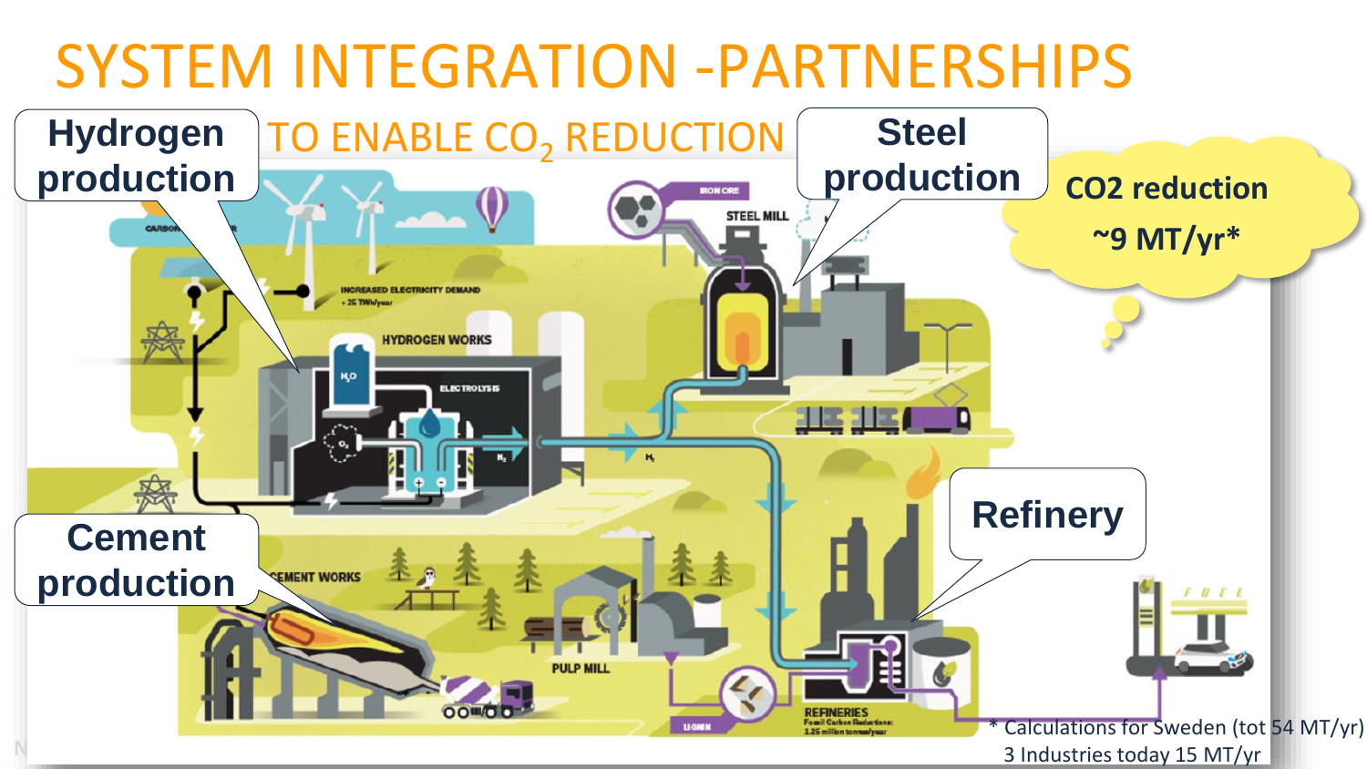# SYSTEM INTEGRATION -PARTNERSHIPS

## TO ENABLE $CO_2$ REDUCTION

**Hydrogen production**

**Steel production**

**CO2 reduction ~9 MT/yr***

**Cement production**

**Refinery**

HYDROGEN WORKS

ELECTROLYSIS

INCREASED ELECTRICITY DEMAND + 25 TWh/year

IRON ORE

STEEL MILL

CEMENT WORKS

PULP MILL

LIGNIN

REFINERIES

Fossil Carbon Reductions: 1.25 million tonnes/year

FUEL

\* Calculations for Sweden (tot 54 MT/yr)
3 Industries today 15 MT/yr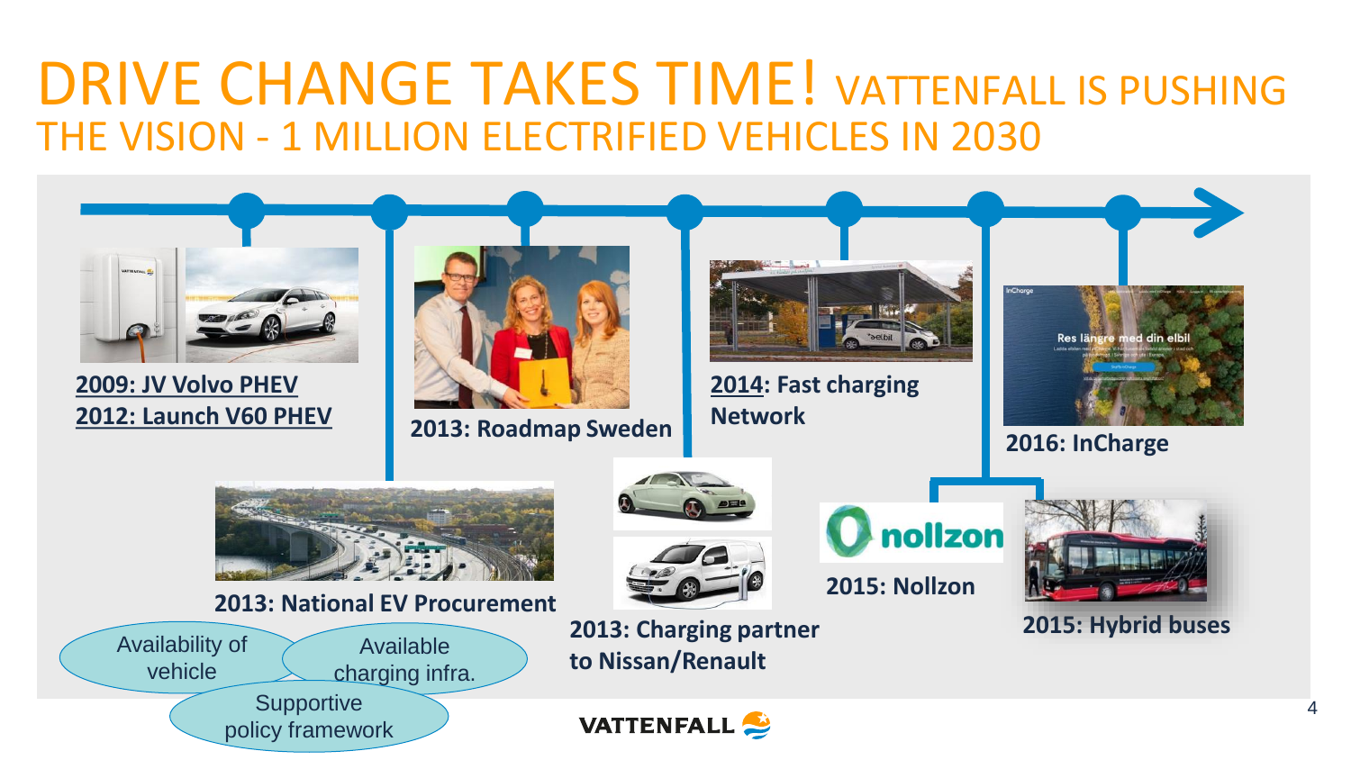# DRIVE CHANGE TAKES TIME! VATTENFALL IS PUSHING THE VISION - 1 MILLION ELECTRIFIED VEHICLES IN 2030

**2009: JV Volvo PHEV**
**2012: Launch V60 PHEV**

**2013: National EV Procurement**

**2013: Roadmap Sweden**

**2013: Charging partner to Nissan/Renault**

**2014: Fast charging Network**

**2015: Nollzon**

**2015: Hybrid buses**

**2016: InCharge**

- Availability of vehicle
- Available charging infra.
- Supportive policy framework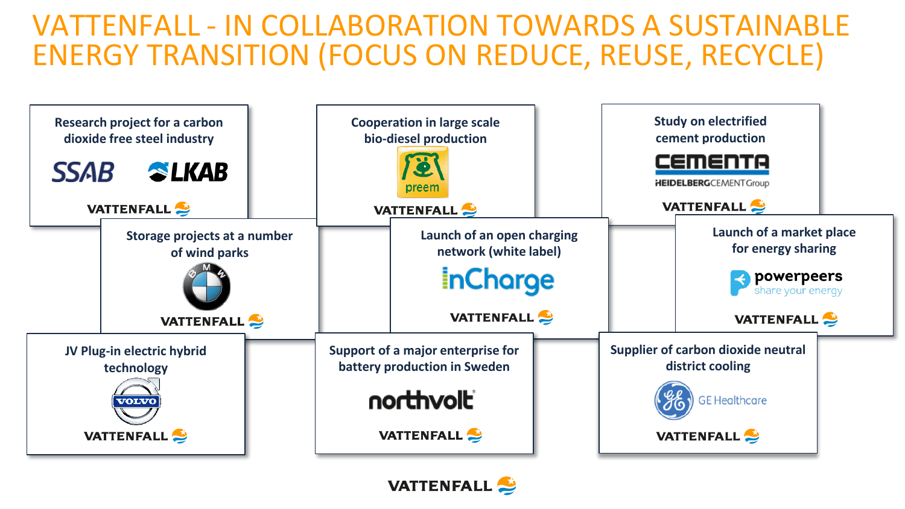# VATTENFALL - IN COLLABORATION TOWARDS A SUSTAINABLE ENERGY TRANSITION (FOCUS ON REDUCE, REUSE, RECYCLE)

**Research project for a carbon dioxide free steel industry**

SSAB LKAB

VATTENFALL

**Cooperation in large scale bio-diesel production**

preem

VATTENFALL

**Study on electrified cement production**

CEMENTA
HEIDELBERGCEMENT Group

VATTENFALL

**Storage projects at a number of wind parks**

BMW

VATTENFALL

**Launch of an open charging network (white label)**

InCharge

VATTENFALL

**Launch of a market place for energy sharing**

powerpeers
share your energy

VATTENFALL

**JV Plug-in electric hybrid technology**

VOLVO

VATTENFALL

**Support of a major enterprise for battery production in Sweden**

northvolt

VATTENFALL

**Supplier of carbon dioxide neutral district cooling**

GE Healthcare

VATTENFALL

VATTENFALL